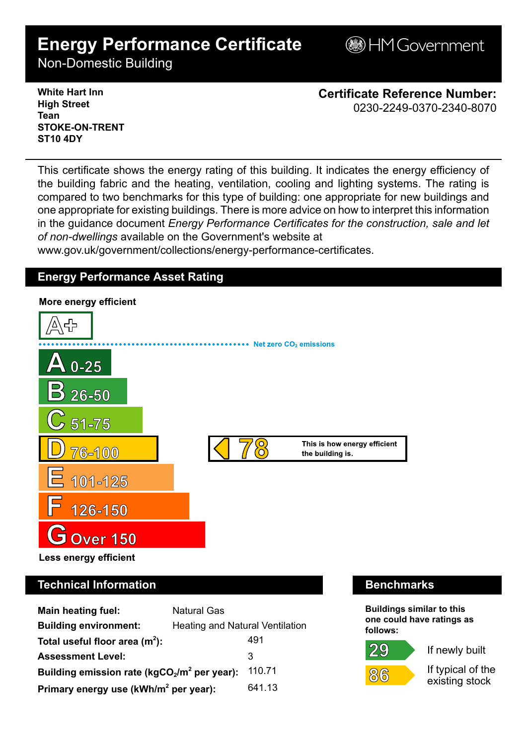# Energy Performance Certificate

Non-Domestic Building

HM Government

**White Hart Inn**
**High Street**
**Tean**
**STOKE-ON-TRENT**
**ST10 4DY**

**Certificate Reference Number:**
0230-2249-0370-2340-8070

This certificate shows the energy rating of this building. It indicates the energy efficiency of the building fabric and the heating, ventilation, cooling and lighting systems. The rating is compared to two benchmarks for this type of building: one appropriate for new buildings and one appropriate for existing buildings. There is more advice on how to interpret this information in the guidance document *Energy Performance Certificates for the construction, sale and let of non-dwellings* available on the Government's website at www.gov.uk/government/collections/energy-performance-certificates.

## Energy Performance Asset Rating

**More energy efficient**

A+

Net zero $CO_2$ emissions

- A 0-25
- B 26-50
- C 51-75
- D 76-100
- E 101-125
- F 126-150
- G Over 150

**78** — This is how energy efficient the building is.

**Less energy efficient**

## Technical Information

| | |
|---|---|
| **Main heating fuel:** | Natural Gas |
| **Building environment:** | Heating and Natural Ventilation |
| **Total useful floor area ($m^2$):** | 491 |
| **Assessment Level:** | 3 |
| **Building emission rate ($kgCO_2/m^2$ per year):** | 110.71 |
| **Primary energy use ($kWh/m^2$ per year):** | 641.13 |

## Benchmarks

**Buildings similar to this one could have ratings as follows:**

| | |
|---|---|
| 29 | If newly built |
| 86 | If typical of the existing stock |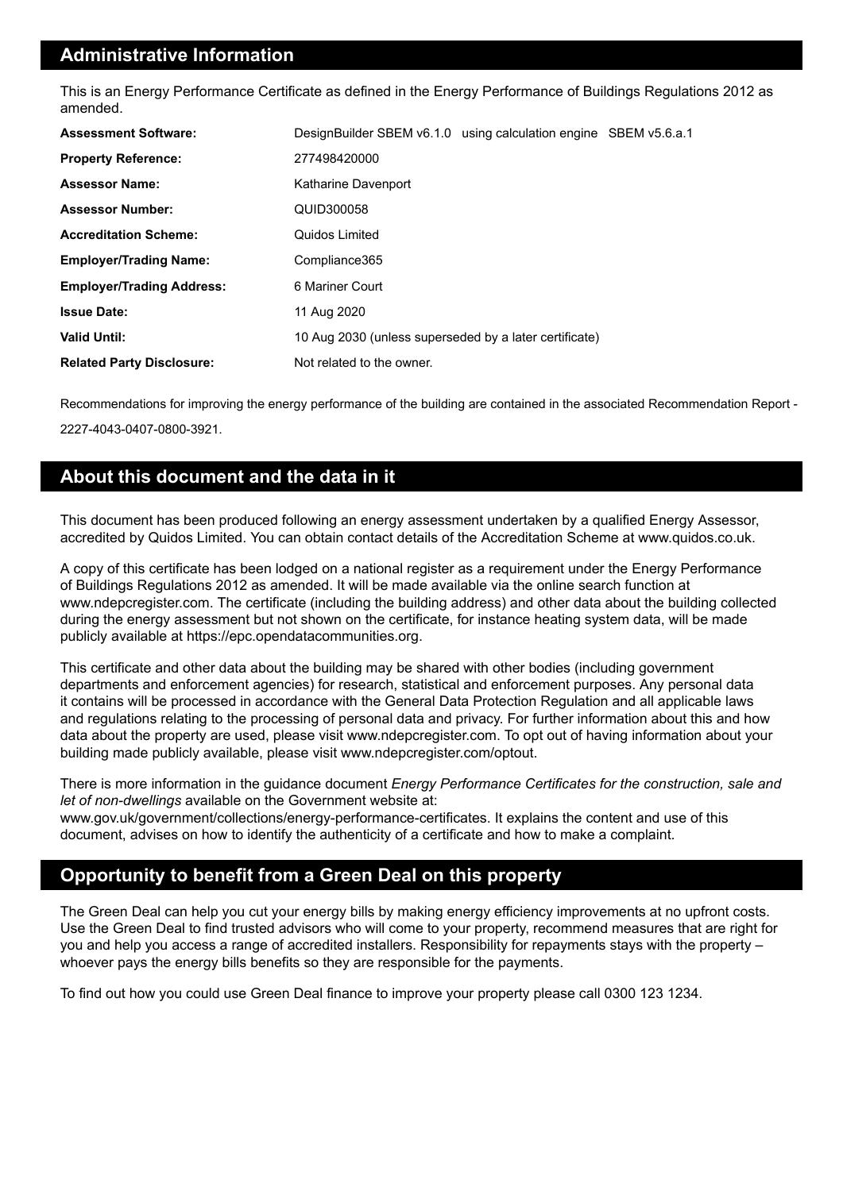## Administrative Information

This is an Energy Performance Certificate as defined in the Energy Performance of Buildings Regulations 2012 as amended.

| | |
|---|---|
| **Assessment Software:** | DesignBuilder SBEM v6.1.0 using calculation engine SBEM v5.6.a.1 |
| **Property Reference:** | 277498420000 |
| **Assessor Name:** | Katharine Davenport |
| **Assessor Number:** | QUID300058 |
| **Accreditation Scheme:** | Quidos Limited |
| **Employer/Trading Name:** | Compliance365 |
| **Employer/Trading Address:** | 6 Mariner Court |
| **Issue Date:** | 11 Aug 2020 |
| **Valid Until:** | 10 Aug 2030 (unless superseded by a later certificate) |
| **Related Party Disclosure:** | Not related to the owner. |

Recommendations for improving the energy performance of the building are contained in the associated Recommendation Report - 2227-4043-0407-0800-3921.

## About this document and the data in it

This document has been produced following an energy assessment undertaken by a qualified Energy Assessor, accredited by Quidos Limited. You can obtain contact details of the Accreditation Scheme at www.quidos.co.uk.

A copy of this certificate has been lodged on a national register as a requirement under the Energy Performance of Buildings Regulations 2012 as amended. It will be made available via the online search function at www.ndepcregister.com. The certificate (including the building address) and other data about the building collected during the energy assessment but not shown on the certificate, for instance heating system data, will be made publicly available at https://epc.opendatacommunities.org.

This certificate and other data about the building may be shared with other bodies (including government departments and enforcement agencies) for research, statistical and enforcement purposes. Any personal data it contains will be processed in accordance with the General Data Protection Regulation and all applicable laws and regulations relating to the processing of personal data and privacy. For further information about this and how data about the property are used, please visit www.ndepcregister.com. To opt out of having information about your building made publicly available, please visit www.ndepcregister.com/optout.

There is more information in the guidance document *Energy Performance Certificates for the construction, sale and let of non-dwellings* available on the Government website at: www.gov.uk/government/collections/energy-performance-certificates. It explains the content and use of this document, advises on how to identify the authenticity of a certificate and how to make a complaint.

## Opportunity to benefit from a Green Deal on this property

The Green Deal can help you cut your energy bills by making energy efficiency improvements at no upfront costs. Use the Green Deal to find trusted advisors who will come to your property, recommend measures that are right for you and help you access a range of accredited installers. Responsibility for repayments stays with the property – whoever pays the energy bills benefits so they are responsible for the payments.

To find out how you could use Green Deal finance to improve your property please call 0300 123 1234.